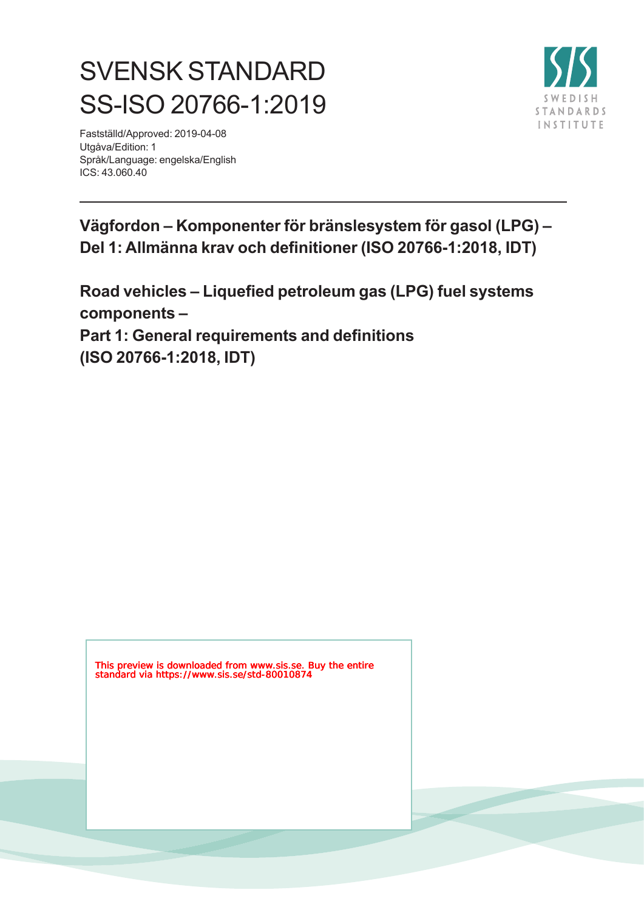# SVENSK STANDARD
# SS-ISO 20766-1:2019

Fastställd/Approved: 2019-04-08
Utgåva/Edition: 1
Språk/Language: engelska/English
ICS: 43.060.40

SWEDISH STANDARDS INSTITUTE

---

**Vägfordon – Komponenter för bränslesystem för gasol (LPG) – Del 1: Allmänna krav och definitioner (ISO 20766-1:2018, IDT)**

**Road vehicles – Liquefied petroleum gas (LPG) fuel systems components – Part 1: General requirements and definitions (ISO 20766-1:2018, IDT)**

This preview is downloaded from www.sis.se. Buy the entire standard via https://www.sis.se/std-80010874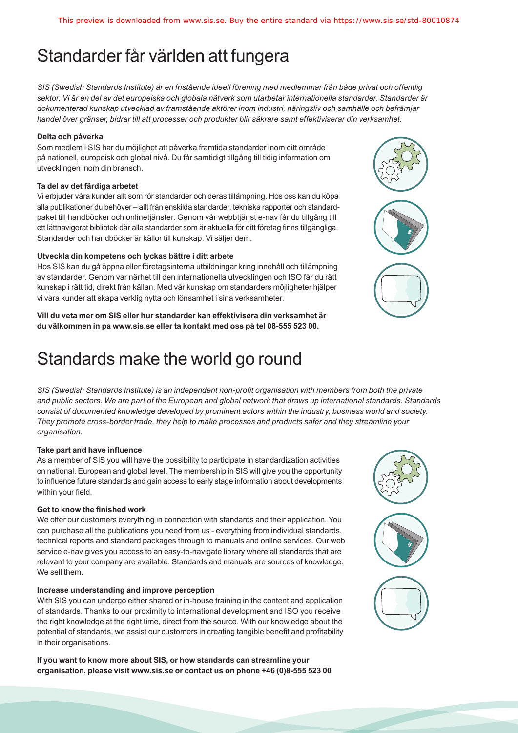# Standarder får världen att fungera

*SIS (Swedish Standards Institute) är en fristående ideell förening med medlemmar från både privat och offentlig sektor. Vi är en del av det europeiska och globala nätverk som utarbetar internationella standarder. Standarder är dokumenterad kunskap utvecklad av framstående aktörer inom industri, näringsliv och samhälle och befrämjar handel över gränser, bidrar till att processer och produkter blir säkrare samt effektiviserar din verksamhet.*

**Delta och påverka**

Som medlem i SIS har du möjlighet att påverka framtida standarder inom ditt område på nationell, europeisk och global nivå. Du får samtidigt tillgång till tidig information om utvecklingen inom din bransch.

**Ta del av det färdiga arbetet**

Vi erbjuder våra kunder allt som rör standarder och deras tillämpning. Hos oss kan du köpa alla publikationer du behöver – allt från enskilda standarder, tekniska rapporter och standardpaket till handböcker och onlinetjänster. Genom vår webbtjänst e-nav får du tillgång till ett lättnavigerat bibliotek där alla standarder som är aktuella för ditt företag finns tillgängliga. Standarder och handböcker är källor till kunskap. Vi säljer dem.

**Utveckla din kompetens och lyckas bättre i ditt arbete**

Hos SIS kan du gå öppna eller företagsinterna utbildningar kring innehåll och tillämpning av standarder. Genom vår närhet till den internationella utvecklingen och ISO får du rätt kunskap i rätt tid, direkt från källan. Med vår kunskap om standarders möjligheter hjälper vi våra kunder att skapa verklig nytta och lönsamhet i sina verksamheter.

**Vill du veta mer om SIS eller hur standarder kan effektivisera din verksamhet är du välkommen in på www.sis.se eller ta kontakt med oss på tel 08-555 523 00.**

# Standards make the world go round

*SIS (Swedish Standards Institute) is an independent non-profit organisation with members from both the private and public sectors. We are part of the European and global network that draws up international standards. Standards consist of documented knowledge developed by prominent actors within the industry, business world and society. They promote cross-border trade, they help to make processes and products safer and they streamline your organisation.*

**Take part and have influence**

As a member of SIS you will have the possibility to participate in standardization activities on national, European and global level. The membership in SIS will give you the opportunity to influence future standards and gain access to early stage information about developments within your field.

**Get to know the finished work**

We offer our customers everything in connection with standards and their application. You can purchase all the publications you need from us - everything from individual standards, technical reports and standard packages through to manuals and online services. Our web service e-nav gives you access to an easy-to-navigate library where all standards that are relevant to your company are available. Standards and manuals are sources of knowledge. We sell them.

**Increase understanding and improve perception**

With SIS you can undergo either shared or in-house training in the content and application of standards. Thanks to our proximity to international development and ISO you receive the right knowledge at the right time, direct from the source. With our knowledge about the potential of standards, we assist our customers in creating tangible benefit and profitability in their organisations.

**If you want to know more about SIS, or how standards can streamline your organisation, please visit www.sis.se or contact us on phone +46 (0)8-555 523 00**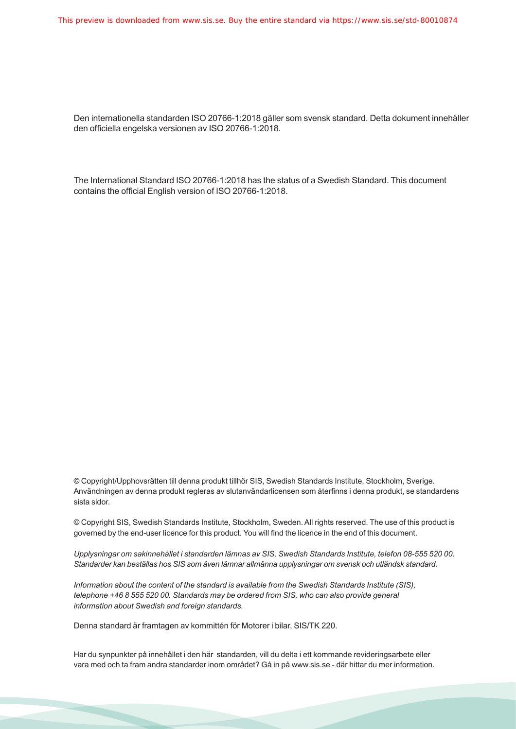Den internationella standarden ISO 20766-1:2018 gäller som svensk standard. Detta dokument innehåller den officiella engelska versionen av ISO 20766-1:2018.

The International Standard ISO 20766-1:2018 has the status of a Swedish Standard. This document contains the official English version of ISO 20766-1:2018.

© Copyright/Upphovsrätten till denna produkt tillhör SIS, Swedish Standards Institute, Stockholm, Sverige. Användningen av denna produkt regleras av slutanvändarlicensen som återfinns i denna produkt, se standardens sista sidor.

© Copyright SIS, Swedish Standards Institute, Stockholm, Sweden. All rights reserved. The use of this product is governed by the end-user licence for this product. You will find the licence in the end of this document.

*Upplysningar om sakinnehållet i standarden lämnas av SIS, Swedish Standards Institute, telefon 08-555 520 00. Standarder kan beställas hos SIS som även lämnar allmänna upplysningar om svensk och utländsk standard.*

*Information about the content of the standard is available from the Swedish Standards Institute (SIS), telephone +46 8 555 520 00. Standards may be ordered from SIS, who can also provide general information about Swedish and foreign standards.*

Denna standard är framtagen av kommittén för Motorer i bilar, SIS/TK 220.

Har du synpunkter på innehållet i den här standarden, vill du delta i ett kommande revideringsarbete eller vara med och ta fram andra standarder inom området? Gå in på www.sis.se - där hittar du mer information.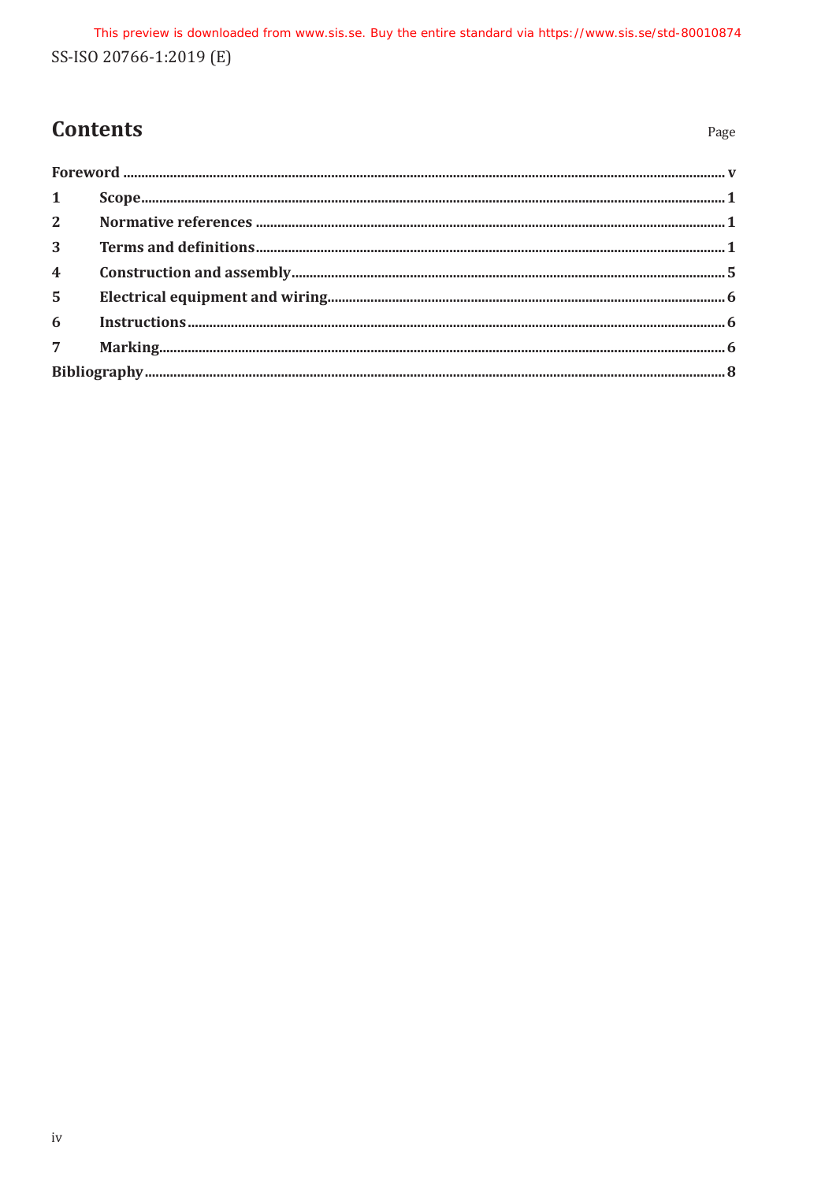# Contents

| | | Page |
|---|---|---|
| **Foreword** | | **v** |
| **1** | **Scope** | **1** |
| **2** | **Normative references** | **1** |
| **3** | **Terms and definitions** | **1** |
| **4** | **Construction and assembly** | **5** |
| **5** | **Electrical equipment and wiring** | **6** |
| **6** | **Instructions** | **6** |
| **7** | **Marking** | **6** |
| **Bibliography** | | **8** |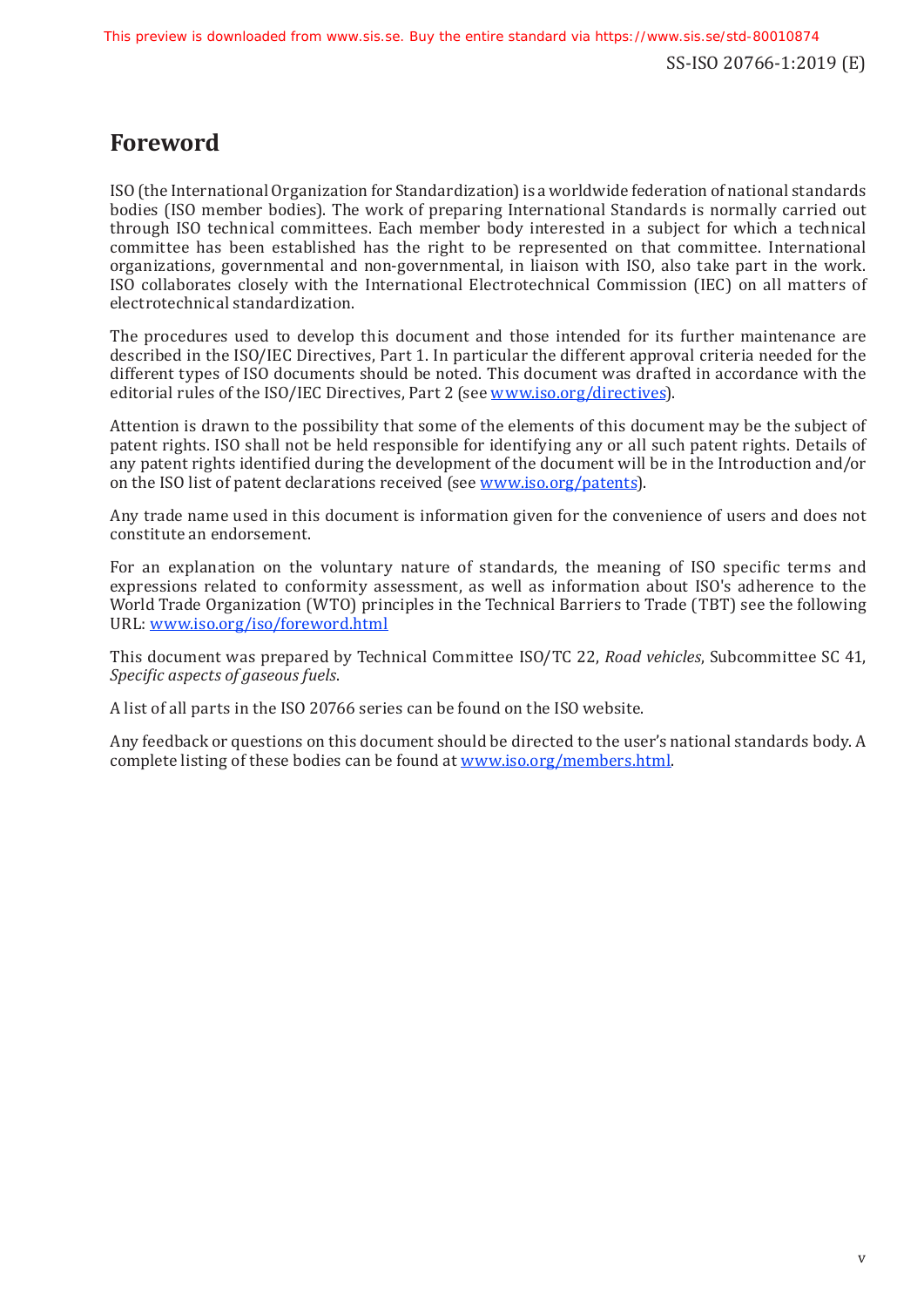# Foreword

ISO (the International Organization for Standardization) is a worldwide federation of national standards bodies (ISO member bodies). The work of preparing International Standards is normally carried out through ISO technical committees. Each member body interested in a subject for which a technical committee has been established has the right to be represented on that committee. International organizations, governmental and non-governmental, in liaison with ISO, also take part in the work. ISO collaborates closely with the International Electrotechnical Commission (IEC) on all matters of electrotechnical standardization.

The procedures used to develop this document and those intended for its further maintenance are described in the ISO/IEC Directives, Part 1. In particular the different approval criteria needed for the different types of ISO documents should be noted. This document was drafted in accordance with the editorial rules of the ISO/IEC Directives, Part 2 (see www.iso.org/directives).

Attention is drawn to the possibility that some of the elements of this document may be the subject of patent rights. ISO shall not be held responsible for identifying any or all such patent rights. Details of any patent rights identified during the development of the document will be in the Introduction and/or on the ISO list of patent declarations received (see www.iso.org/patents).

Any trade name used in this document is information given for the convenience of users and does not constitute an endorsement.

For an explanation on the voluntary nature of standards, the meaning of ISO specific terms and expressions related to conformity assessment, as well as information about ISO's adherence to the World Trade Organization (WTO) principles in the Technical Barriers to Trade (TBT) see the following URL: www.iso.org/iso/foreword.html

This document was prepared by Technical Committee ISO/TC 22, *Road vehicles*, Subcommittee SC 41, *Specific aspects of gaseous fuels*.

A list of all parts in the ISO 20766 series can be found on the ISO website.

Any feedback or questions on this document should be directed to the user's national standards body. A complete listing of these bodies can be found at www.iso.org/members.html.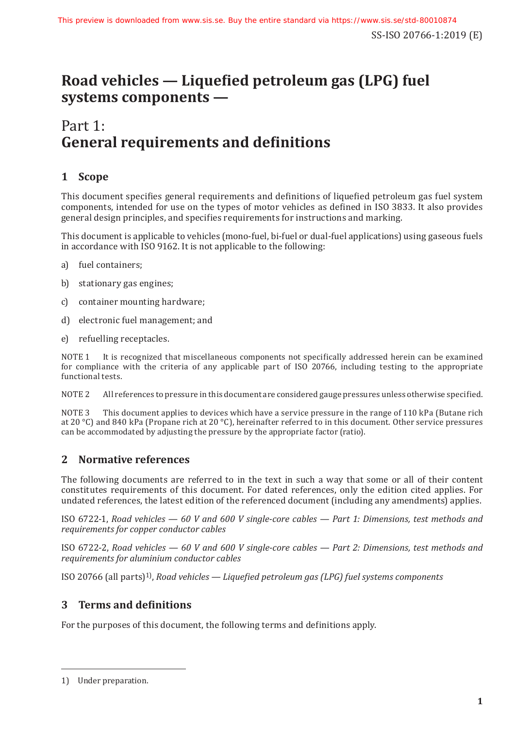# Road vehicles — Liquefied petroleum gas (LPG) fuel systems components —

## Part 1: General requirements and definitions

## 1 Scope

This document specifies general requirements and definitions of liquefied petroleum gas fuel system components, intended for use on the types of motor vehicles as defined in ISO 3833. It also provides general design principles, and specifies requirements for instructions and marking.

This document is applicable to vehicles (mono-fuel, bi-fuel or dual-fuel applications) using gaseous fuels in accordance with ISO 9162. It is not applicable to the following:

a) fuel containers;

b) stationary gas engines;

c) container mounting hardware;

d) electronic fuel management; and

e) refuelling receptacles.

NOTE 1 It is recognized that miscellaneous components not specifically addressed herein can be examined for compliance with the criteria of any applicable part of ISO 20766, including testing to the appropriate functional tests.

NOTE 2 All references to pressure in this document are considered gauge pressures unless otherwise specified.

NOTE 3 This document applies to devices which have a service pressure in the range of 110 kPa (Butane rich at 20 °C) and 840 kPa (Propane rich at 20 °C), hereinafter referred to in this document. Other service pressures can be accommodated by adjusting the pressure by the appropriate factor (ratio).

## 2 Normative references

The following documents are referred to in the text in such a way that some or all of their content constitutes requirements of this document. For dated references, only the edition cited applies. For undated references, the latest edition of the referenced document (including any amendments) applies.

ISO 6722-1, *Road vehicles — 60 V and 600 V single-core cables — Part 1: Dimensions, test methods and requirements for copper conductor cables*

ISO 6722-2, *Road vehicles — 60 V and 600 V single-core cables — Part 2: Dimensions, test methods and requirements for aluminium conductor cables*

ISO 20766 (all parts)[1], *Road vehicles — Liquefied petroleum gas (LPG) fuel systems components*

## 3 Terms and definitions

For the purposes of this document, the following terms and definitions apply.

1) Under preparation.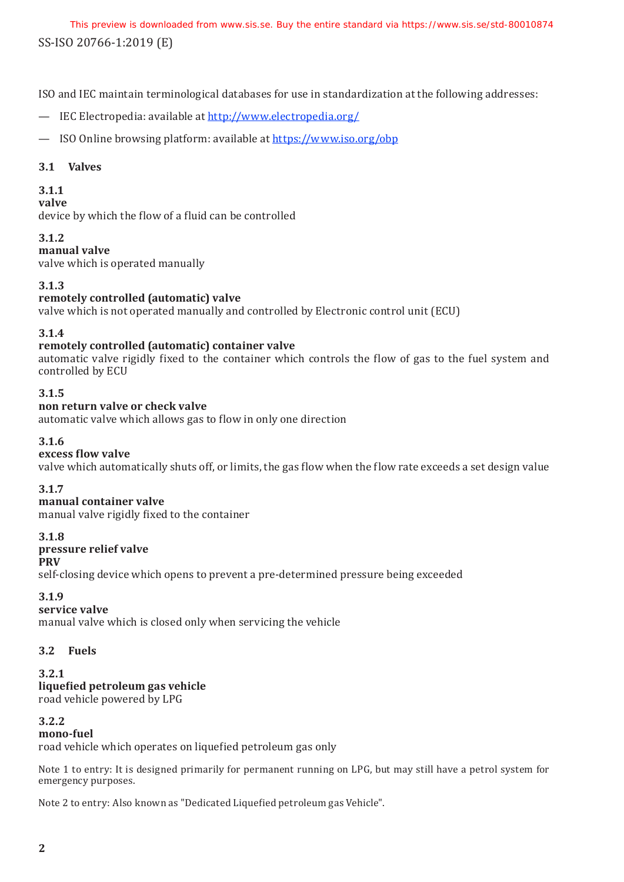ISO and IEC maintain terminological databases for use in standardization at the following addresses:

— IEC Electropedia: available at http://www.electropedia.org/

— ISO Online browsing platform: available at https://www.iso.org/obp

## 3.1 Valves

**3.1.1**
**valve**
device by which the flow of a fluid can be controlled

**3.1.2**
**manual valve**
valve which is operated manually

**3.1.3**
**remotely controlled (automatic) valve**
valve which is not operated manually and controlled by Electronic control unit (ECU)

**3.1.4**
**remotely controlled (automatic) container valve**
automatic valve rigidly fixed to the container which controls the flow of gas to the fuel system and controlled by ECU

**3.1.5**
**non return valve or check valve**
automatic valve which allows gas to flow in only one direction

**3.1.6**
**excess flow valve**
valve which automatically shuts off, or limits, the gas flow when the flow rate exceeds a set design value

**3.1.7**
**manual container valve**
manual valve rigidly fixed to the container

**3.1.8**
**pressure relief valve**
**PRV**
self-closing device which opens to prevent a pre-determined pressure being exceeded

**3.1.9**
**service valve**
manual valve which is closed only when servicing the vehicle

## 3.2 Fuels

**3.2.1**
**liquefied petroleum gas vehicle**
road vehicle powered by LPG

**3.2.2**
**mono-fuel**
road vehicle which operates on liquefied petroleum gas only

Note 1 to entry: It is designed primarily for permanent running on LPG, but may still have a petrol system for emergency purposes.

Note 2 to entry: Also known as "Dedicated Liquefied petroleum gas Vehicle".